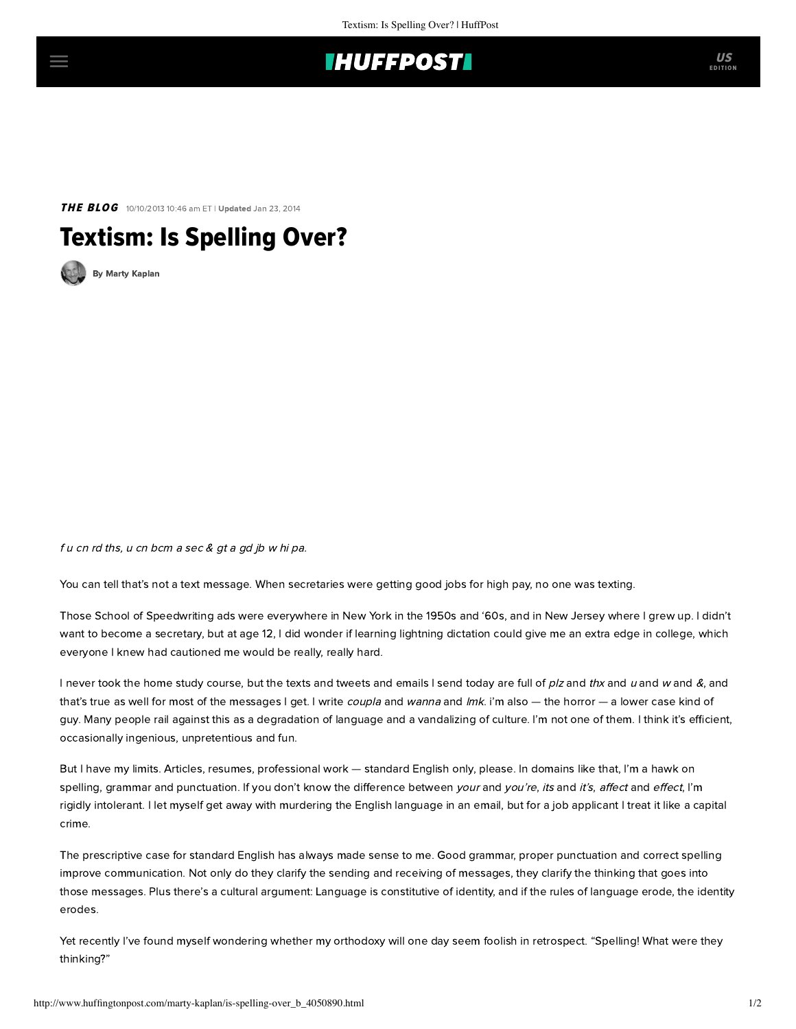THE BLOG 10/10/2013 10:46 am ET | **Updated** Jan 23, 2014

# Textism: Is Spelling Over?

**By Marty Kaplan**

*f u cn rd ths, u cn bcm a sec & gt a gd jb w hi pa.*

You can tell that's not a text message. When secretaries were getting good jobs for high pay, no one was texting.

Those School of Speedwriting ads were everywhere in New York in the 1950s and '60s, and in New Jersey where I grew up. I didn't want to become a secretary, but at age 12, I did wonder if learning lightning dictation could give me an extra edge in college, which everyone I knew had cautioned me would be really, really hard.

I never took the home study course, but the texts and tweets and emails I send today are full of *plz* and *thx* and *u* and *w* and *&*, and that's true as well for most of the messages I get. I write *coupla* and *wanna* and *lmk*. i'm also — the horror — a lower case kind of guy. Many people rail against this as a degradation of language and a vandalizing of culture. I'm not one of them. I think it's efficient, occasionally ingenious, unpretentious and fun.

But I have my limits. Articles, resumes, professional work — standard English only, please. In domains like that, I'm a hawk on spelling, grammar and punctuation. If you don't know the difference between *your* and *you're*, *its* and *it's*, *affect* and *effect*, I'm rigidly intolerant. I let myself get away with murdering the English language in an email, but for a job applicant I treat it like a capital crime.

The prescriptive case for standard English has always made sense to me. Good grammar, proper punctuation and correct spelling improve communication. Not only do they clarify the sending and receiving of messages, they clarify the thinking that goes into those messages. Plus there's a cultural argument: Language is constitutive of identity, and if the rules of language erode, the identity erodes.

Yet recently I've found myself wondering whether my orthodoxy will one day seem foolish in retrospect. "Spelling! What were they thinking?"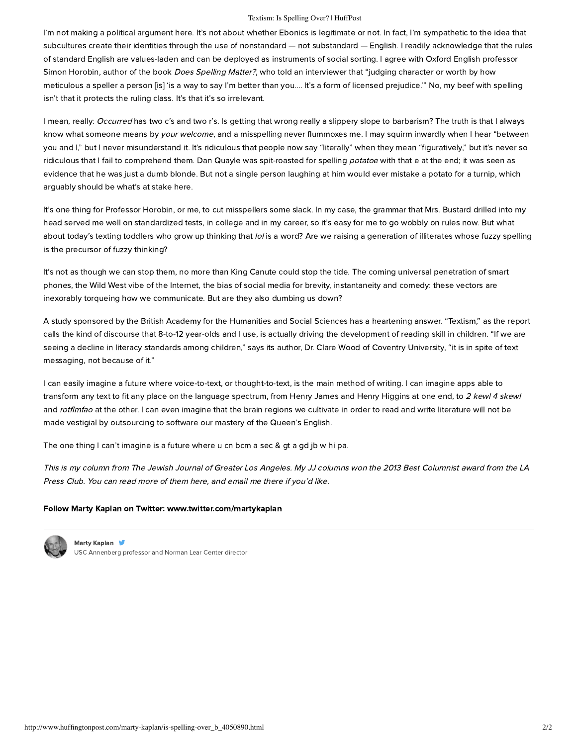I'm not making a political argument here. It's not about whether Ebonics is legitimate or not. In fact, I'm sympathetic to the idea that subcultures create their identities through the use of nonstandard — not substandard — English. I readily acknowledge that the rules of standard English are values-laden and can be deployed as instruments of social sorting. I agree with Oxford English professor Simon Horobin, author of the book *Does Spelling Matter?*, who told an interviewer that "judging character or worth by how meticulous a speller a person [is] 'is a way to say I'm better than you.... It's a form of licensed prejudice.'" No, my beef with spelling isn't that it protects the ruling class. It's that it's so irrelevant.

I mean, really: *Occurred* has two c's and two r's. Is getting that wrong really a slippery slope to barbarism? The truth is that I always know what someone means by *your welcome*, and a misspelling never flummoxes me. I may squirm inwardly when I hear "between you and I," but I never misunderstand it. It's ridiculous that people now say "literally" when they mean "figuratively," but it's never so ridiculous that I fail to comprehend them. Dan Quayle was spit-roasted for spelling *potatoe* with that e at the end; it was seen as evidence that he was just a dumb blonde. But not a single person laughing at him would ever mistake a potato for a turnip, which arguably should be what's at stake here.

It's one thing for Professor Horobin, or me, to cut misspellers some slack. In my case, the grammar that Mrs. Bustard drilled into my head served me well on standardized tests, in college and in my career, so it's easy for me to go wobbly on rules now. But what about today's texting toddlers who grow up thinking that *lol* is a word? Are we raising a generation of illiterates whose fuzzy spelling is the precursor of fuzzy thinking?

It's not as though we can stop them, no more than King Canute could stop the tide. The coming universal penetration of smart phones, the Wild West vibe of the Internet, the bias of social media for brevity, instantaneity and comedy: these vectors are inexorably torqueing how we communicate. But are they also dumbing us down?

A study sponsored by the British Academy for the Humanities and Social Sciences has a heartening answer. "Textism," as the report calls the kind of discourse that 8-to-12 year-olds and I use, is actually driving the development of reading skill in children. "If we are seeing a decline in literacy standards among children," says its author, Dr. Clare Wood of Coventry University, "it is in spite of text messaging, not because of it."

I can easily imagine a future where voice-to-text, or thought-to-text, is the main method of writing. I can imagine apps able to transform any text to fit any place on the language spectrum, from Henry James and Henry Higgins at one end, to *2 kewl 4 skewl* and *rotflmfao* at the other. I can even imagine that the brain regions we cultivate in order to read and write literature will not be made vestigial by outsourcing to software our mastery of the Queen's English.

The one thing I can't imagine is a future where u cn bcm a sec & gt a gd jb w hi pa.

*This is my column from The Jewish Journal of Greater Los Angeles. My JJ columns won the 2013 Best Columnist award from the LA Press Club. You can read more of them here, and email me there if you'd like.*

**Follow Marty Kaplan on Twitter: www.twitter.com/martykaplan**

Marty Kaplan
USC Annenberg professor and Norman Lear Center director